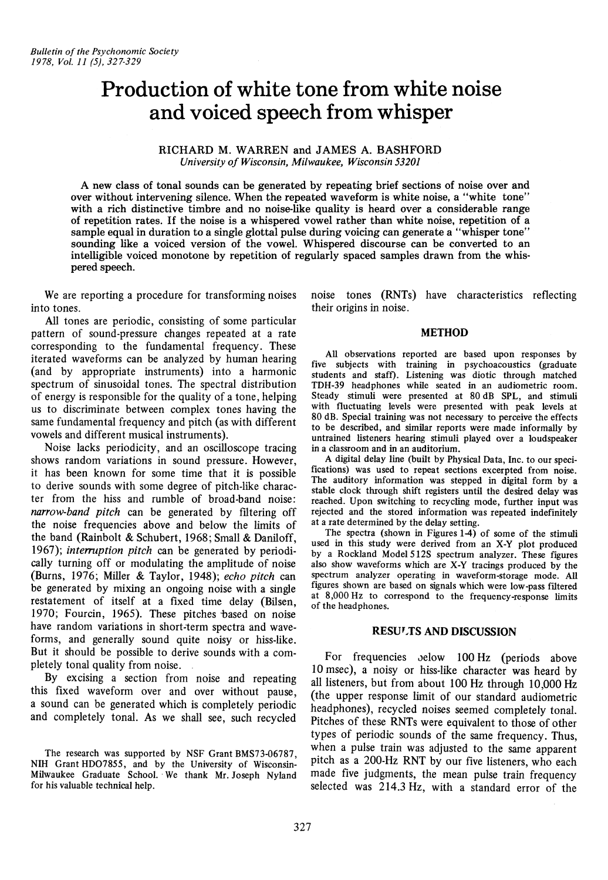# Production of white tone from white noise and voiced speech from whisper

RICHARD M. WARREN and JAMES A. BASHFORD
*University of Wisconsin, Milwaukee, Wisconsin 53201*

A new class of tonal sounds can be generated by repeating brief sections of noise over and over without intervening silence. When the repeated waveform is white noise, a "white tone" with a rich distinctive timbre and no noise-like quality is heard over a considerable range of repetition rates. If the noise is a whispered vowel rather than white noise, repetition of a sample equal in duration to a single glottal pulse during voicing can generate a "whisper tone" sounding like a voiced version of the vowel. Whispered discourse can be converted to an intelligible voiced monotone by repetition of regularly spaced samples drawn from the whispered speech.

We are reporting a procedure for transforming noises into tones.

All tones are periodic, consisting of some particular pattern of sound-pressure changes repeated at a rate corresponding to the fundamental frequency. These iterated waveforms can be analyzed by human hearing (and by appropriate instruments) into a harmonic spectrum of sinusoidal tones. The spectral distribution of energy is responsible for the quality of a tone, helping us to discriminate between complex tones having the same fundamental frequency and pitch (as with different vowels and different musical instruments).

Noise lacks periodicity, and an oscilloscope tracing shows random variations in sound pressure. However, it has been known for some time that it is possible to derive sounds with some degree of pitch-like character from the hiss and rumble of broad-band noise: *narrow-band pitch* can be generated by filtering off the noise frequencies above and below the limits of the band (Rainbolt & Schubert, 1968; Small & Daniloff, 1967); *interruption pitch* can be generated by periodically turning off or modulating the amplitude of noise (Burns, 1976; Miller & Taylor, 1948); *echo pitch* can be generated by mixing an ongoing noise with a single restatement of itself at a fixed time delay (Bilsen, 1970; Fourcin, 1965). These pitches based on noise have random variations in short-term spectra and waveforms, and generally sound quite noisy or hiss-like. But it should be possible to derive sounds with a completely tonal quality from noise.

By excising a section from noise and repeating this fixed waveform over and over without pause, a sound can be generated which is completely periodic and completely tonal. As we shall see, such recycled noise tones (RNTs) have characteristics reflecting their origins in noise.

The research was supported by NSF Grant BMS73-06787, NIH Grant HDO7855, and by the University of Wisconsin-Milwaukee Graduate School. We thank Mr. Joseph Nyland for his valuable technical help.

## METHOD

All observations reported are based upon responses by five subjects with training in psychoacoustics (graduate students and staff). Listening was diotic through matched TDH-39 headphones while seated in an audiometric room. Steady stimuli were presented at 80 dB SPL, and stimuli with fluctuating levels were presented with peak levels at 80 dB. Special training was not necessary to perceive the effects to be described, and similar reports were made informally by untrained listeners hearing stimuli played over a loudspeaker in a classroom and in an auditorium.

A digital delay line (built by Physical Data, Inc. to our specifications) was used to repeat sections excerpted from noise. The auditory information was stepped in digital form by a stable clock through shift registers until the desired delay was reached. Upon switching to recycling mode, further input was rejected and the stored information was repeated indefinitely at a rate determined by the delay setting.

The spectra (shown in Figures 1-4) of some of the stimuli used in this study were derived from an X-Y plot produced by a Rockland Model 512S spectrum analyzer. These figures also show waveforms which are X-Y tracings produced by the spectrum analyzer operating in waveform-storage mode. All figures shown are based on signals which were low-pass filtered at 8,000 Hz to correspond to the frequency-response limits of the headphones.

## RESULTS AND DISCUSSION

For frequencies below 100 Hz (periods above 10 msec), a noisy or hiss-like character was heard by all listeners, but from about 100 Hz through 10,000 Hz (the upper response limit of our standard audiometric headphones), recycled noises seemed completely tonal. Pitches of these RNTs were equivalent to those of other types of periodic sounds of the same frequency. Thus, when a pulse train was adjusted to the same apparent pitch as a 200-Hz RNT by our five listeners, who each made five judgments, the mean pulse train frequency selected was 214.3 Hz, with a standard error of the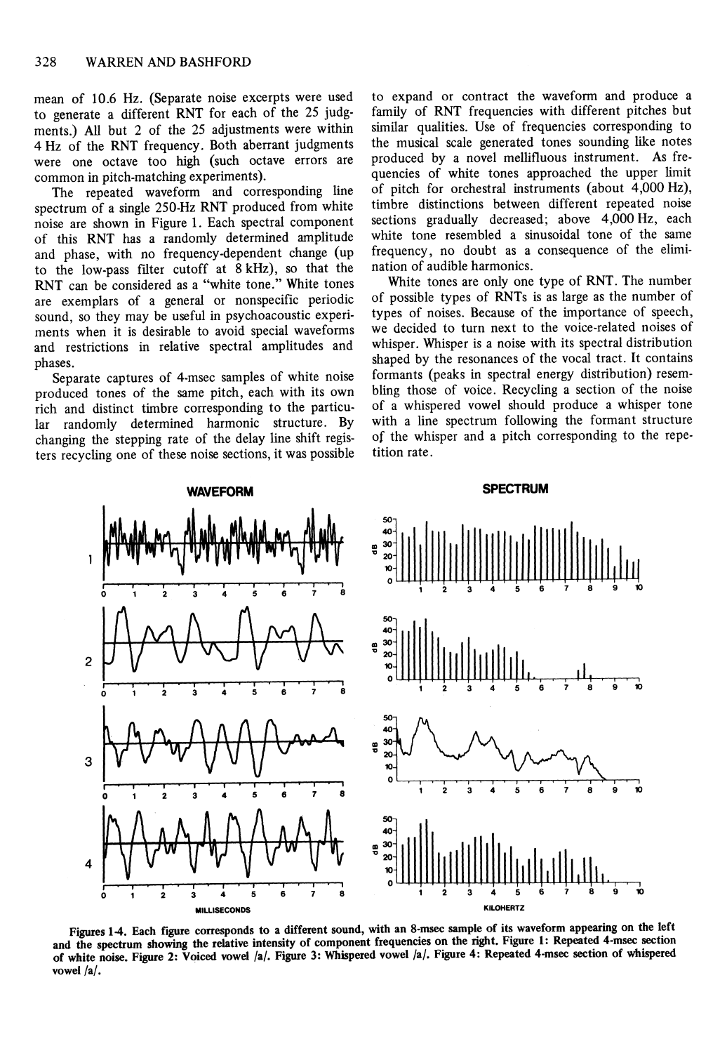mean of 10.6 Hz. (Separate noise excerpts were used to generate a different RNT for each of the 25 judgments.) All but 2 of the 25 adjustments were within 4 Hz of the RNT frequency. Both aberrant judgments were one octave too high (such octave errors are common in pitch-matching experiments).

The repeated waveform and corresponding line spectrum of a single 250-Hz RNT produced from white noise are shown in Figure 1. Each spectral component of this RNT has a randomly determined amplitude and phase, with no frequency-dependent change (up to the low-pass filter cutoff at 8 kHz), so that the RNT can be considered as a "white tone." White tones are exemplars of a general or nonspecific periodic sound, so they may be useful in psychoacoustic experiments when it is desirable to avoid special waveforms and restrictions in relative spectral amplitudes and phases.

Separate captures of 4-msec samples of white noise produced tones of the same pitch, each with its own rich and distinct timbre corresponding to the particular randomly determined harmonic structure. By changing the stepping rate of the delay line shift registers recycling one of these noise sections, it was possible to expand or contract the waveform and produce a family of RNT frequencies with different pitches but similar qualities. Use of frequencies corresponding to the musical scale generated tones sounding like notes produced by a novel mellifluous instrument. As frequencies of white tones approached the upper limit of pitch for orchestral instruments (about 4,000 Hz), timbre distinctions between different repeated noise sections gradually decreased; above 4,000 Hz, each white tone resembled a sinusoidal tone of the same frequency, no doubt as a consequence of the elimination of audible harmonics.

White tones are only one type of RNT. The number of possible types of RNTs is as large as the number of types of noises. Because of the importance of speech, we decided to turn next to the voice-related noises of whisper. Whisper is a noise with its spectral distribution shaped by the resonances of the vocal tract. It contains formants (peaks in spectral energy distribution) resembling those of voice. Recycling a section of the noise of a whispered vowel should produce a whisper tone with a line spectrum following the formant structure of the whisper and a pitch corresponding to the repetition rate.

Figures 1-4. Each figure corresponds to a different sound, with an 8-msec sample of its waveform appearing on the left and the spectrum showing the relative intensity of component frequencies on the right. Figure 1: Repeated 4-msec section of white noise. Figure 2: Voiced vowel /a/. Figure 3: Whispered vowel /a/. Figure 4: Repeated 4-msec section of whispered vowel /a/.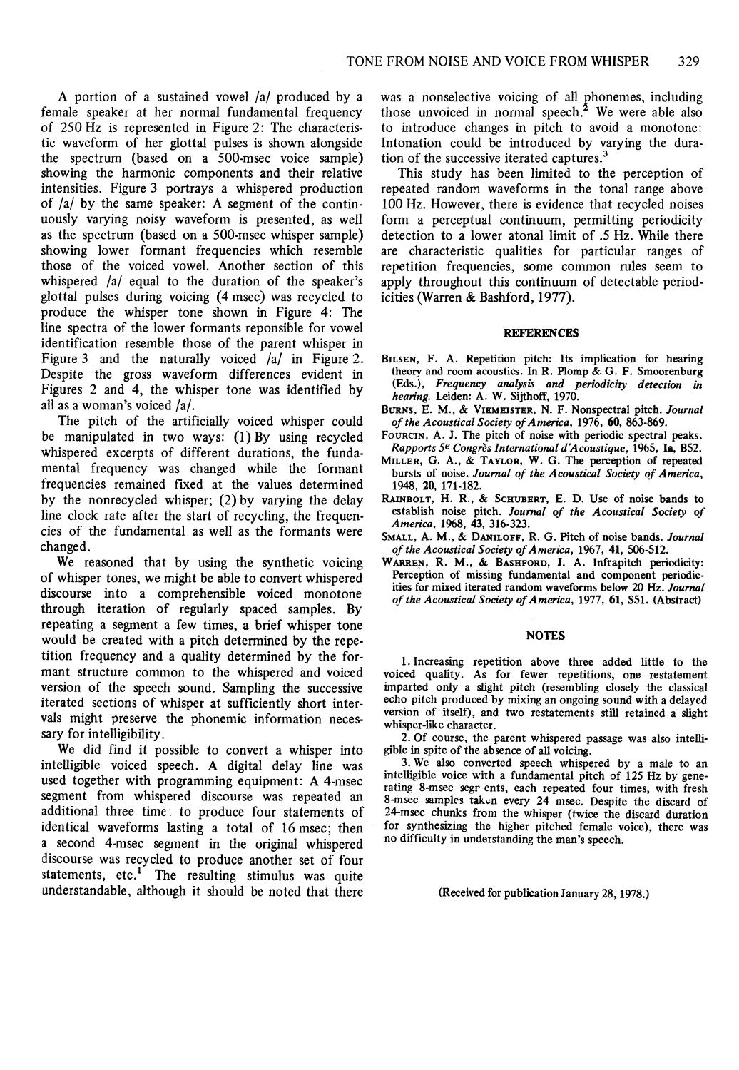A portion of a sustained vowel /a/ produced by a female speaker at her normal fundamental frequency of 250 Hz is represented in Figure 2: The characteristic waveform of her glottal pulses is shown alongside the spectrum (based on a 500-msec voice sample) showing the harmonic components and their relative intensities. Figure 3 portrays a whispered production of /a/ by the same speaker: A segment of the continuously varying noisy waveform is presented, as well as the spectrum (based on a 500-msec whisper sample) showing lower formant frequencies which resemble those of the voiced vowel. Another section of this whispered /a/ equal to the duration of the speaker's glottal pulses during voicing (4 msec) was recycled to produce the whisper tone shown in Figure 4: The line spectra of the lower formants reponsible for vowel identification resemble those of the parent whisper in Figure 3 and the naturally voiced /a/ in Figure 2. Despite the gross waveform differences evident in Figures 2 and 4, the whisper tone was identified by all as a woman's voiced /a/.

The pitch of the artificially voiced whisper could be manipulated in two ways: (1) By using recycled whispered excerpts of different durations, the fundamental frequency was changed while the formant frequencies remained fixed at the values determined by the nonrecycled whisper; (2) by varying the delay line clock rate after the start of recycling, the frequencies of the fundamental as well as the formants were changed.

We reasoned that by using the synthetic voicing of whisper tones, we might be able to convert whispered discourse into a comprehensible voiced monotone through iteration of regularly spaced samples. By repeating a segment a few times, a brief whisper tone would be created with a pitch determined by the repetition frequency and a quality determined by the formant structure common to the whispered and voiced version of the speech sound. Sampling the successive iterated sections of whisper at sufficiently short intervals might preserve the phonemic information necessary for intelligibility.

We did find it possible to convert a whisper into intelligible voiced speech. A digital delay line was used together with programming equipment: A 4-msec segment from whispered discourse was repeated an additional three times to produce four statements of identical waveforms lasting a total of 16 msec; then a second 4-msec segment in the original whispered discourse was recycled to produce another set of four statements, etc.[1] The resulting stimulus was quite understandable, although it should be noted that there was a nonselective voicing of all phonemes, including those unvoiced in normal speech.[2] We were able also to introduce changes in pitch to avoid a monotone: Intonation could be introduced by varying the duration of the successive iterated captures.[3]

This study has been limited to the perception of repeated random waveforms in the tonal range above 100 Hz. However, there is evidence that recycled noises form a perceptual continuum, permitting periodicity detection to a lower atonal limit of .5 Hz. While there are characteristic qualities for particular ranges of repetition frequencies, some common rules seem to apply throughout this continuum of detectable periodicities (Warren & Bashford, 1977).

## REFERENCES

Bilsen, F. A. Repetition pitch: Its implication for hearing theory and room acoustics. In R. Plomp & G. F. Smoorenburg (Eds.), *Frequency analysis and periodicity detection in hearing*. Leiden: A. W. Sijthoff, 1970.

Burns, E. M., & Viemeister, N. F. Nonspectral pitch. *Journal of the Acoustical Society of America*, 1976, **60**, 863-869.

Fourcin, A. J. The pitch of noise with periodic spectral peaks. *Rapports 5e Congrès International d'Acoustique*, 1965, **Ia**, B52.

Miller, G. A., & Taylor, W. G. The perception of repeated bursts of noise. *Journal of the Acoustical Society of America*, 1948, **20**, 171-182.

Rainbolt, H. R., & Schubert, E. D. Use of noise bands to establish noise pitch. *Journal of the Acoustical Society of America*, 1968, **43**, 316-323.

Small, A. M., & Daniloff, R. G. Pitch of noise bands. *Journal of the Acoustical Society of America*, 1967, **41**, 506-512.

Warren, R. M., & Bashford, J. A. Infrapitch periodicity: Perception of missing fundamental and component periodicities for mixed iterated random waveforms below 20 Hz. *Journal of the Acoustical Society of America*, 1977, **61**, S51. (Abstract)

## NOTES

1. Increasing repetition above three added little to the voiced quality. As for fewer repetitions, one restatement imparted only a slight pitch (resembling closely the classical echo pitch produced by mixing an ongoing sound with a delayed version of itself), and two restatements still retained a slight whisper-like character.

2. Of course, the parent whispered passage was also intelligible in spite of the absence of all voicing.

3. We also converted speech whispered by a male to an intelligible voice with a fundamental pitch of 125 Hz by generating 8-msec segments, each repeated four times, with fresh 8-msec samples taken every 24 msec. Despite the discard of 24-msec chunks from the whisper (twice the discard duration for synthesizing the higher pitched female voice), there was no difficulty in understanding the man's speech.

(Received for publication January 28, 1978.)